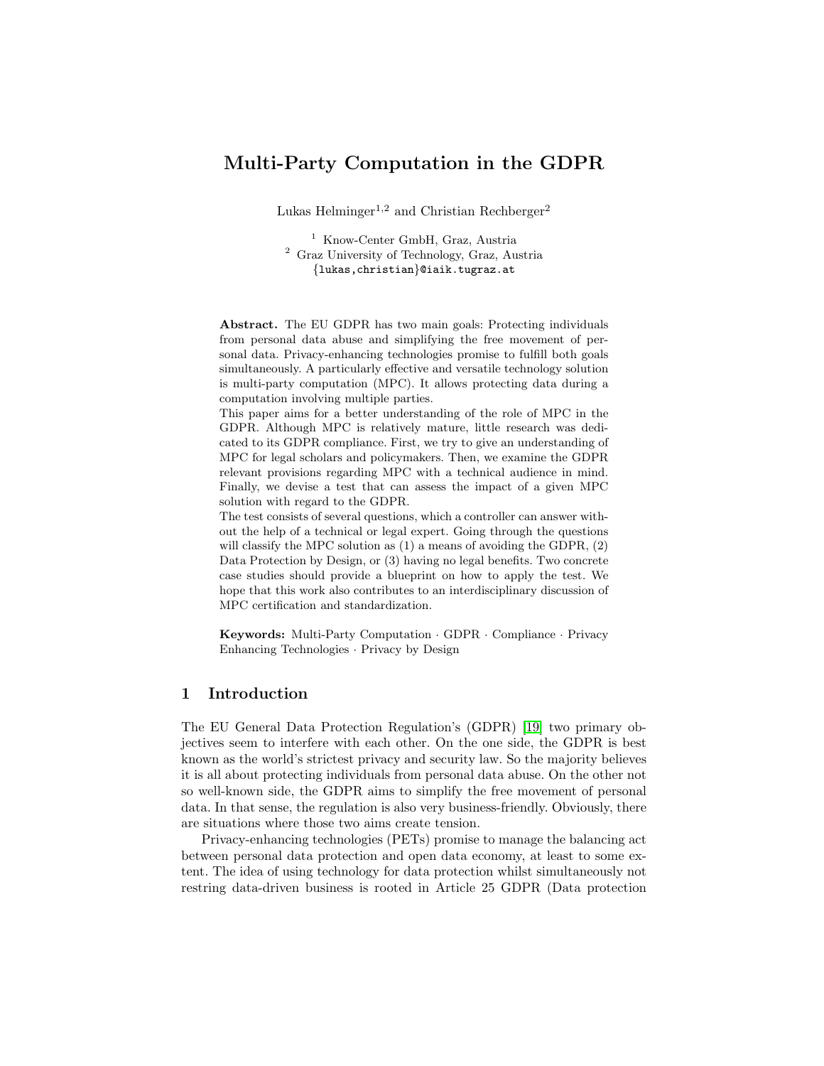# Multi-Party Computation in the GDPR

Lukas Helminger[1,2] and Christian Rechberger[2]

[1] Know-Center GmbH, Graz, Austria
[2] Graz University of Technology, Graz, Austria
{lukas,christian}@iaik.tugraz.at

**Abstract.** The EU GDPR has two main goals: Protecting individuals from personal data abuse and simplifying the free movement of personal data. Privacy-enhancing technologies promise to fulfill both goals simultaneously. A particularly effective and versatile technology solution is multi-party computation (MPC). It allows protecting data during a computation involving multiple parties.

This paper aims for a better understanding of the role of MPC in the GDPR. Although MPC is relatively mature, little research was dedicated to its GDPR compliance. First, we try to give an understanding of MPC for legal scholars and policymakers. Then, we examine the GDPR relevant provisions regarding MPC with a technical audience in mind. Finally, we devise a test that can assess the impact of a given MPC solution with regard to the GDPR.

The test consists of several questions, which a controller can answer without the help of a technical or legal expert. Going through the questions will classify the MPC solution as (1) a means of avoiding the GDPR, (2) Data Protection by Design, or (3) having no legal benefits. Two concrete case studies should provide a blueprint on how to apply the test. We hope that this work also contributes to an interdisciplinary discussion of MPC certification and standardization.

**Keywords:** Multi-Party Computation · GDPR · Compliance · Privacy Enhancing Technologies · Privacy by Design

## 1 Introduction

The EU General Data Protection Regulation's (GDPR) [19] two primary objectives seem to interfere with each other. On the one side, the GDPR is best known as the world's strictest privacy and security law. So the majority believes it is all about protecting individuals from personal data abuse. On the other not so well-known side, the GDPR aims to simplify the free movement of personal data. In that sense, the regulation is also very business-friendly. Obviously, there are situations where those two aims create tension.

Privacy-enhancing technologies (PETs) promise to manage the balancing act between personal data protection and open data economy, at least to some extent. The idea of using technology for data protection whilst simultaneously not restring data-driven business is rooted in Article 25 GDPR (Data protection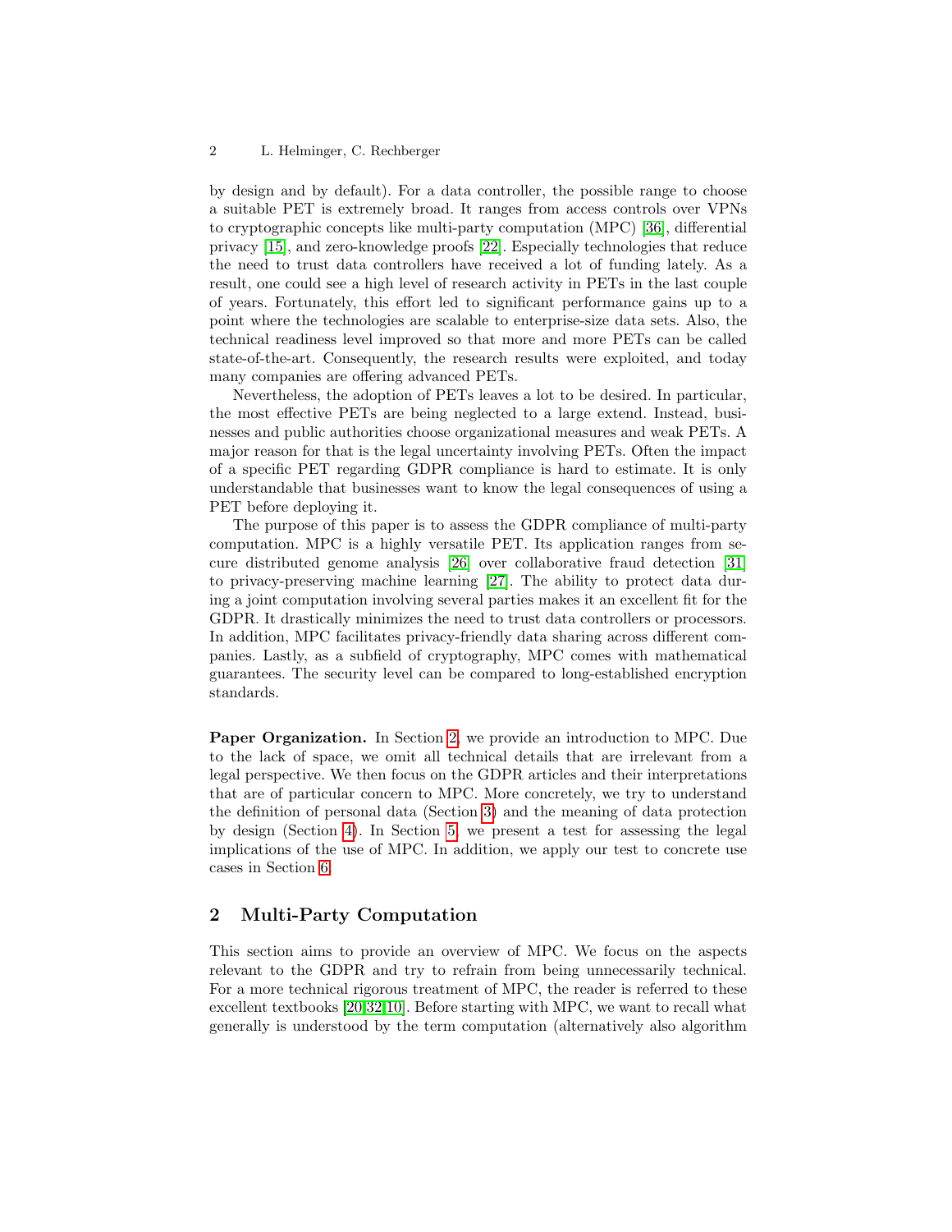by design and by default). For a data controller, the possible range to choose a suitable PET is extremely broad. It ranges from access controls over VPNs to cryptographic concepts like multi-party computation (MPC) [36], differential privacy [15], and zero-knowledge proofs [22]. Especially technologies that reduce the need to trust data controllers have received a lot of funding lately. As a result, one could see a high level of research activity in PETs in the last couple of years. Fortunately, this effort led to significant performance gains up to a point where the technologies are scalable to enterprise-size data sets. Also, the technical readiness level improved so that more and more PETs can be called state-of-the-art. Consequently, the research results were exploited, and today many companies are offering advanced PETs.

Nevertheless, the adoption of PETs leaves a lot to be desired. In particular, the most effective PETs are being neglected to a large extend. Instead, businesses and public authorities choose organizational measures and weak PETs. A major reason for that is the legal uncertainty involving PETs. Often the impact of a specific PET regarding GDPR compliance is hard to estimate. It is only understandable that businesses want to know the legal consequences of using a PET before deploying it.

The purpose of this paper is to assess the GDPR compliance of multi-party computation. MPC is a highly versatile PET. Its application ranges from secure distributed genome analysis [26] over collaborative fraud detection [31] to privacy-preserving machine learning [27]. The ability to protect data during a joint computation involving several parties makes it an excellent fit for the GDPR. It drastically minimizes the need to trust data controllers or processors. In addition, MPC facilitates privacy-friendly data sharing across different companies. Lastly, as a subfield of cryptography, MPC comes with mathematical guarantees. The security level can be compared to long-established encryption standards.

**Paper Organization.** In Section 2, we provide an introduction to MPC. Due to the lack of space, we omit all technical details that are irrelevant from a legal perspective. We then focus on the GDPR articles and their interpretations that are of particular concern to MPC. More concretely, we try to understand the definition of personal data (Section 3) and the meaning of data protection by design (Section 4). In Section 5, we present a test for assessing the legal implications of the use of MPC. In addition, we apply our test to concrete use cases in Section 6.

## 2 Multi-Party Computation

This section aims to provide an overview of MPC. We focus on the aspects relevant to the GDPR and try to refrain from being unnecessarily technical. For a more technical rigorous treatment of MPC, the reader is referred to these excellent textbooks [20,32,10]. Before starting with MPC, we want to recall what generally is understood by the term computation (alternatively also algorithm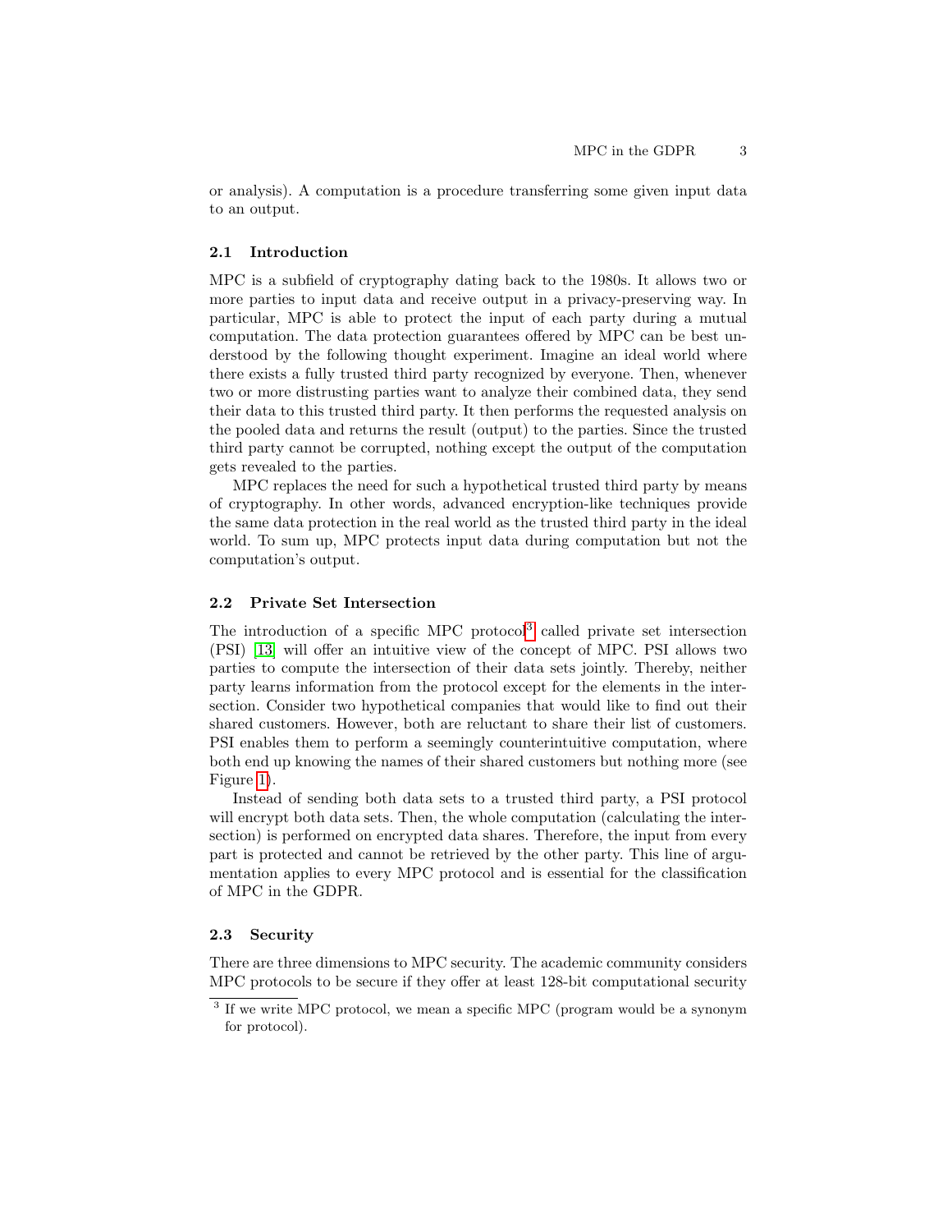or analysis). A computation is a procedure transferring some given input data to an output.

### 2.1 Introduction

MPC is a subfield of cryptography dating back to the 1980s. It allows two or more parties to input data and receive output in a privacy-preserving way. In particular, MPC is able to protect the input of each party during a mutual computation. The data protection guarantees offered by MPC can be best understood by the following thought experiment. Imagine an ideal world where there exists a fully trusted third party recognized by everyone. Then, whenever two or more distrusting parties want to analyze their combined data, they send their data to this trusted third party. It then performs the requested analysis on the pooled data and returns the result (output) to the parties. Since the trusted third party cannot be corrupted, nothing except the output of the computation gets revealed to the parties.

MPC replaces the need for such a hypothetical trusted third party by means of cryptography. In other words, advanced encryption-like techniques provide the same data protection in the real world as the trusted third party in the ideal world. To sum up, MPC protects input data during computation but not the computation's output.

### 2.2 Private Set Intersection

The introduction of a specific MPC protocol[3] called private set intersection (PSI) [13] will offer an intuitive view of the concept of MPC. PSI allows two parties to compute the intersection of their data sets jointly. Thereby, neither party learns information from the protocol except for the elements in the intersection. Consider two hypothetical companies that would like to find out their shared customers. However, both are reluctant to share their list of customers. PSI enables them to perform a seemingly counterintuitive computation, where both end up knowing the names of their shared customers but nothing more (see Figure 1).

Instead of sending both data sets to a trusted third party, a PSI protocol will encrypt both data sets. Then, the whole computation (calculating the intersection) is performed on encrypted data shares. Therefore, the input from every part is protected and cannot be retrieved by the other party. This line of argumentation applies to every MPC protocol and is essential for the classification of MPC in the GDPR.

### 2.3 Security

There are three dimensions to MPC security. The academic community considers MPC protocols to be secure if they offer at least 128-bit computational security

[3] If we write MPC protocol, we mean a specific MPC (program would be a synonym for protocol).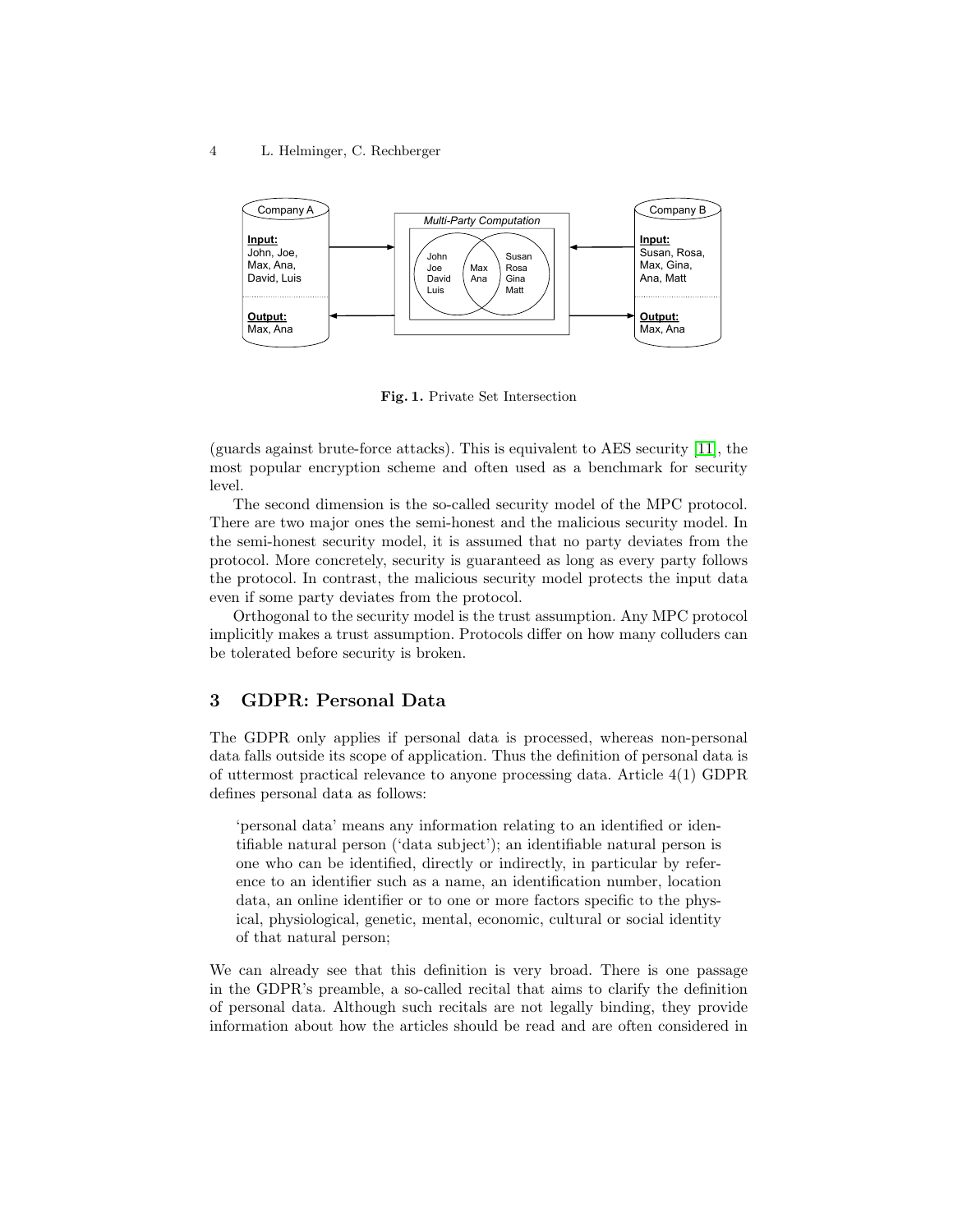Fig. 1. Private Set Intersection

(guards against brute-force attacks). This is equivalent to AES security [11], the most popular encryption scheme and often used as a benchmark for security level.

The second dimension is the so-called security model of the MPC protocol. There are two major ones the semi-honest and the malicious security model. In the semi-honest security model, it is assumed that no party deviates from the protocol. More concretely, security is guaranteed as long as every party follows the protocol. In contrast, the malicious security model protects the input data even if some party deviates from the protocol.

Orthogonal to the security model is the trust assumption. Any MPC protocol implicitly makes a trust assumption. Protocols differ on how many colluders can be tolerated before security is broken.

## 3 GDPR: Personal Data

The GDPR only applies if personal data is processed, whereas non-personal data falls outside its scope of application. Thus the definition of personal data is of uttermost practical relevance to anyone processing data. Article 4(1) GDPR defines personal data as follows:

> 'personal data' means any information relating to an identified or identifiable natural person ('data subject'); an identifiable natural person is one who can be identified, directly or indirectly, in particular by reference to an identifier such as a name, an identification number, location data, an online identifier or to one or more factors specific to the physical, physiological, genetic, mental, economic, cultural or social identity of that natural person;

We can already see that this definition is very broad. There is one passage in the GDPR's preamble, a so-called recital that aims to clarify the definition of personal data. Although such recitals are not legally binding, they provide information about how the articles should be read and are often considered in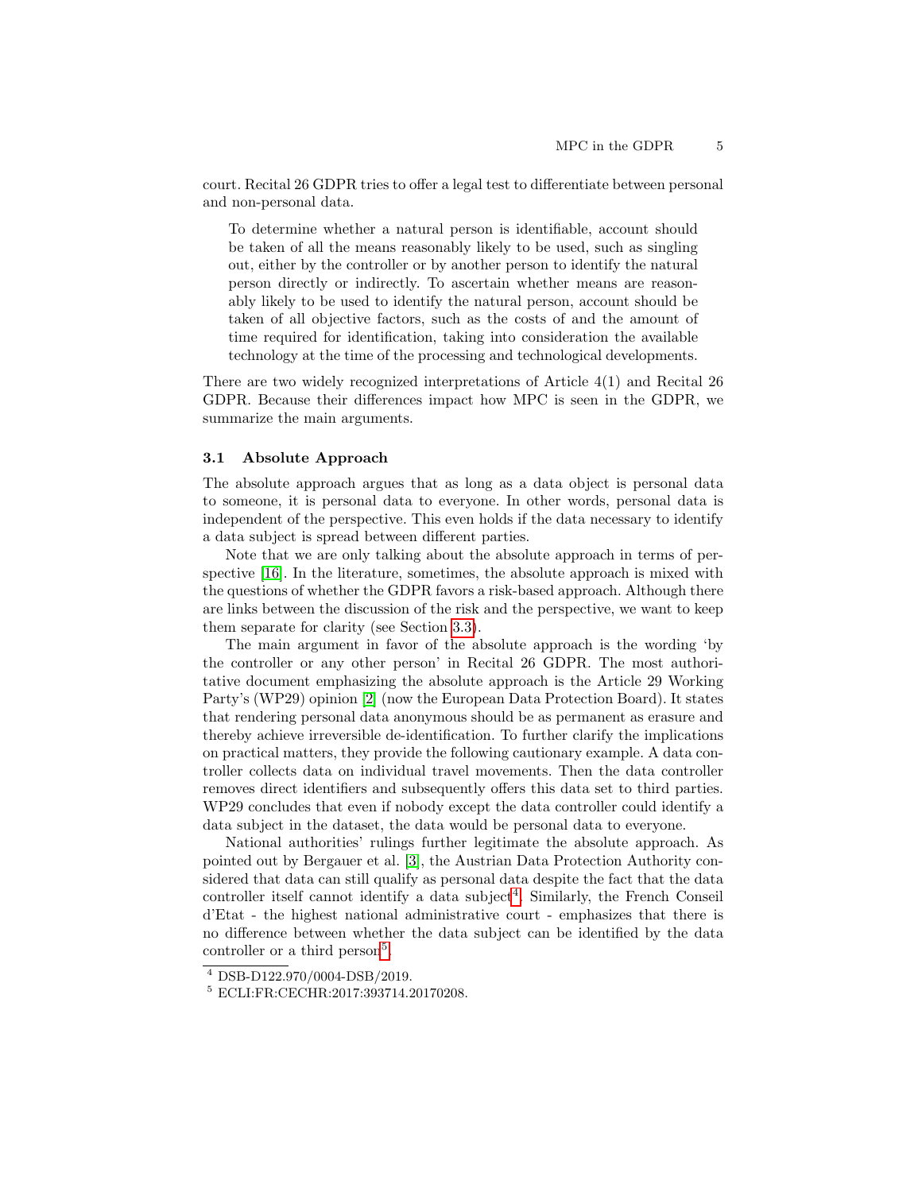court. Recital 26 GDPR tries to offer a legal test to differentiate between personal and non-personal data.

> To determine whether a natural person is identifiable, account should be taken of all the means reasonably likely to be used, such as singling out, either by the controller or by another person to identify the natural person directly or indirectly. To ascertain whether means are reasonably likely to be used to identify the natural person, account should be taken of all objective factors, such as the costs of and the amount of time required for identification, taking into consideration the available technology at the time of the processing and technological developments.

There are two widely recognized interpretations of Article 4(1) and Recital 26 GDPR. Because their differences impact how MPC is seen in the GDPR, we summarize the main arguments.

### 3.1 Absolute Approach

The absolute approach argues that as long as a data object is personal data to someone, it is personal data to everyone. In other words, personal data is independent of the perspective. This even holds if the data necessary to identify a data subject is spread between different parties.

Note that we are only talking about the absolute approach in terms of perspective [16]. In the literature, sometimes, the absolute approach is mixed with the questions of whether the GDPR favors a risk-based approach. Although there are links between the discussion of the risk and the perspective, we want to keep them separate for clarity (see Section 3.3).

The main argument in favor of the absolute approach is the wording 'by the controller or any other person' in Recital 26 GDPR. The most authoritative document emphasizing the absolute approach is the Article 29 Working Party's (WP29) opinion [2] (now the European Data Protection Board). It states that rendering personal data anonymous should be as permanent as erasure and thereby achieve irreversible de-identification. To further clarify the implications on practical matters, they provide the following cautionary example. A data controller collects data on individual travel movements. Then the data controller removes direct identifiers and subsequently offers this data set to third parties. WP29 concludes that even if nobody except the data controller could identify a data subject in the dataset, the data would be personal data to everyone.

National authorities' rulings further legitimate the absolute approach. As pointed out by Bergauer et al. [3], the Austrian Data Protection Authority considered that data can still qualify as personal data despite the fact that the data controller itself cannot identify a data subject[4]. Similarly, the French Conseil d'Etat - the highest national administrative court - emphasizes that there is no difference between whether the data subject can be identified by the data controller or a third person[5].

[4] DSB-D122.970/0004-DSB/2019.

[5] ECLI:FR:CECHR:2017:393714.20170208.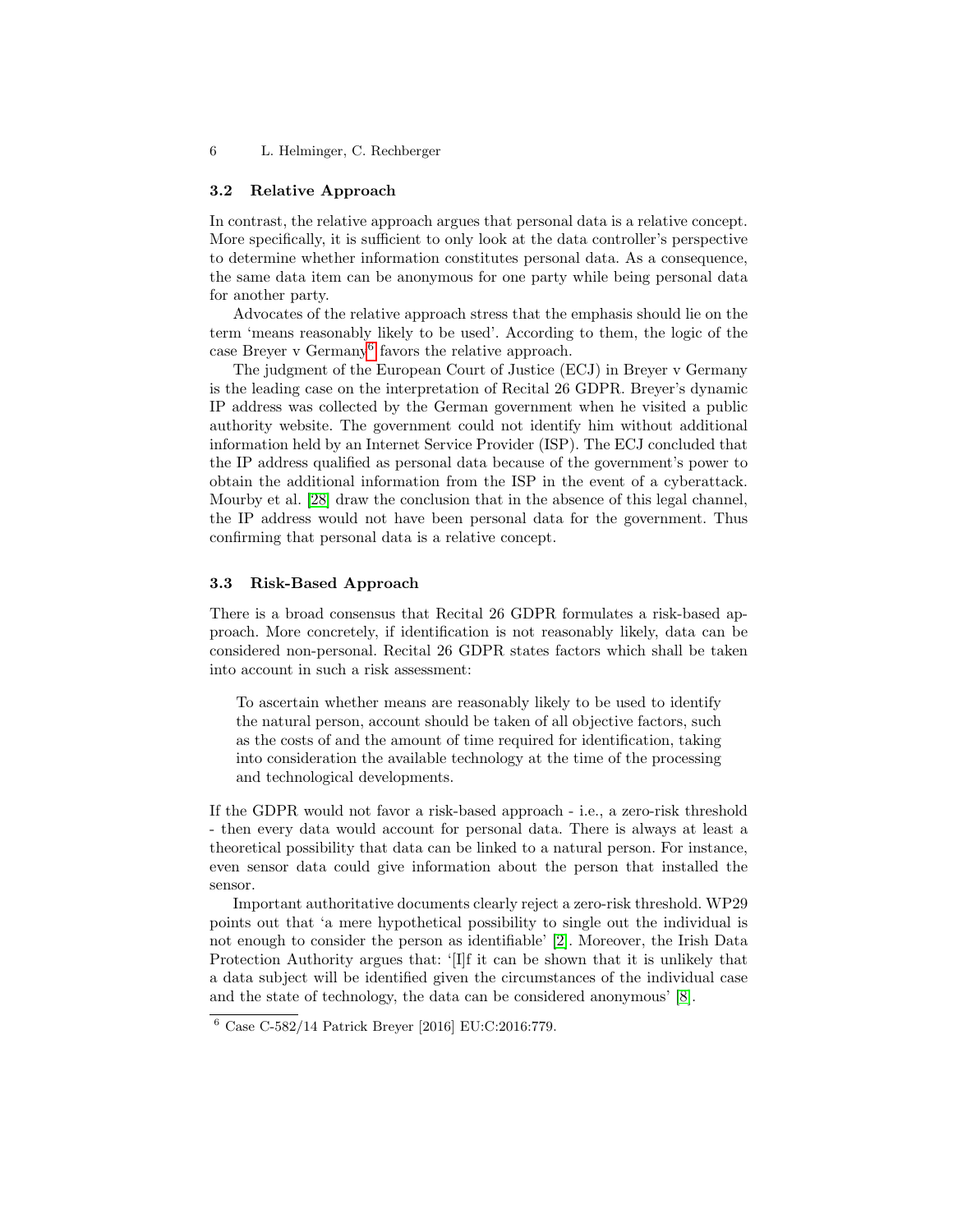### 3.2 Relative Approach

In contrast, the relative approach argues that personal data is a relative concept. More specifically, it is sufficient to only look at the data controller's perspective to determine whether information constitutes personal data. As a consequence, the same data item can be anonymous for one party while being personal data for another party.

Advocates of the relative approach stress that the emphasis should lie on the term 'means reasonably likely to be used'. According to them, the logic of the case Breyer v Germany[6] favors the relative approach.

The judgment of the European Court of Justice (ECJ) in Breyer v Germany is the leading case on the interpretation of Recital 26 GDPR. Breyer's dynamic IP address was collected by the German government when he visited a public authority website. The government could not identify him without additional information held by an Internet Service Provider (ISP). The ECJ concluded that the IP address qualified as personal data because of the government's power to obtain the additional information from the ISP in the event of a cyberattack. Mourby et al. [28] draw the conclusion that in the absence of this legal channel, the IP address would not have been personal data for the government. Thus confirming that personal data is a relative concept.

### 3.3 Risk-Based Approach

There is a broad consensus that Recital 26 GDPR formulates a risk-based approach. More concretely, if identification is not reasonably likely, data can be considered non-personal. Recital 26 GDPR states factors which shall be taken into account in such a risk assessment:

> To ascertain whether means are reasonably likely to be used to identify the natural person, account should be taken of all objective factors, such as the costs of and the amount of time required for identification, taking into consideration the available technology at the time of the processing and technological developments.

If the GDPR would not favor a risk-based approach - i.e., a zero-risk threshold - then every data would account for personal data. There is always at least a theoretical possibility that data can be linked to a natural person. For instance, even sensor data could give information about the person that installed the sensor.

Important authoritative documents clearly reject a zero-risk threshold. WP29 points out that 'a mere hypothetical possibility to single out the individual is not enough to consider the person as identifiable' [2]. Moreover, the Irish Data Protection Authority argues that: '[I]f it can be shown that it is unlikely that a data subject will be identified given the circumstances of the individual case and the state of technology, the data can be considered anonymous' [8].

[6] Case C-582/14 Patrick Breyer [2016] EU:C:2016:779.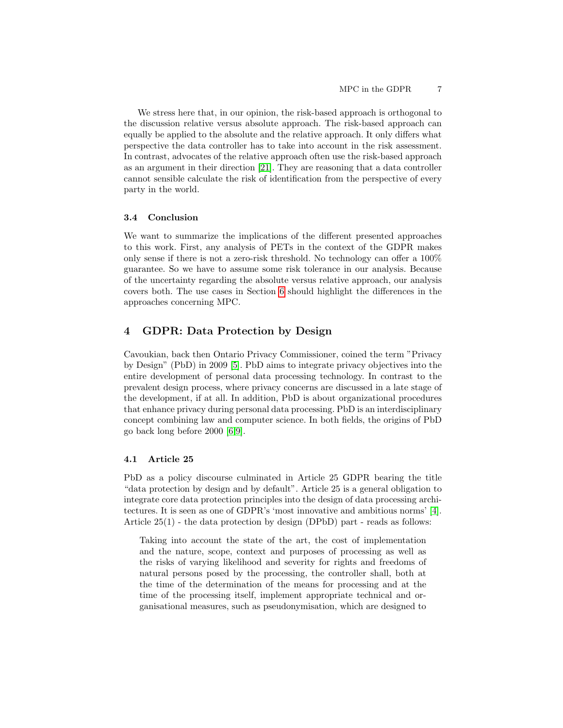We stress here that, in our opinion, the risk-based approach is orthogonal to the discussion relative versus absolute approach. The risk-based approach can equally be applied to the absolute and the relative approach. It only differs what perspective the data controller has to take into account in the risk assessment. In contrast, advocates of the relative approach often use the risk-based approach as an argument in their direction [21]. They are reasoning that a data controller cannot sensible calculate the risk of identification from the perspective of every party in the world.

### 3.4 Conclusion

We want to summarize the implications of the different presented approaches to this work. First, any analysis of PETs in the context of the GDPR makes only sense if there is not a zero-risk threshold. No technology can offer a 100% guarantee. So we have to assume some risk tolerance in our analysis. Because of the uncertainty regarding the absolute versus relative approach, our analysis covers both. The use cases in Section 6 should highlight the differences in the approaches concerning MPC.

## 4 GDPR: Data Protection by Design

Cavoukian, back then Ontario Privacy Commissioner, coined the term "Privacy by Design" (PbD) in 2009 [5]. PbD aims to integrate privacy objectives into the entire development of personal data processing technology. In contrast to the prevalent design process, where privacy concerns are discussed in a late stage of the development, if at all. In addition, PbD is about organizational procedures that enhance privacy during personal data processing. PbD is an interdisciplinary concept combining law and computer science. In both fields, the origins of PbD go back long before 2000 [6,9].

### 4.1 Article 25

PbD as a policy discourse culminated in Article 25 GDPR bearing the title "data protection by design and by default". Article 25 is a general obligation to integrate core data protection principles into the design of data processing architectures. It is seen as one of GDPR's 'most innovative and ambitious norms' [4]. Article 25(1) - the data protection by design (DPbD) part - reads as follows:

> Taking into account the state of the art, the cost of implementation and the nature, scope, context and purposes of processing as well as the risks of varying likelihood and severity for rights and freedoms of natural persons posed by the processing, the controller shall, both at the time of the determination of the means for processing and at the time of the processing itself, implement appropriate technical and organisational measures, such as pseudonymisation, which are designed to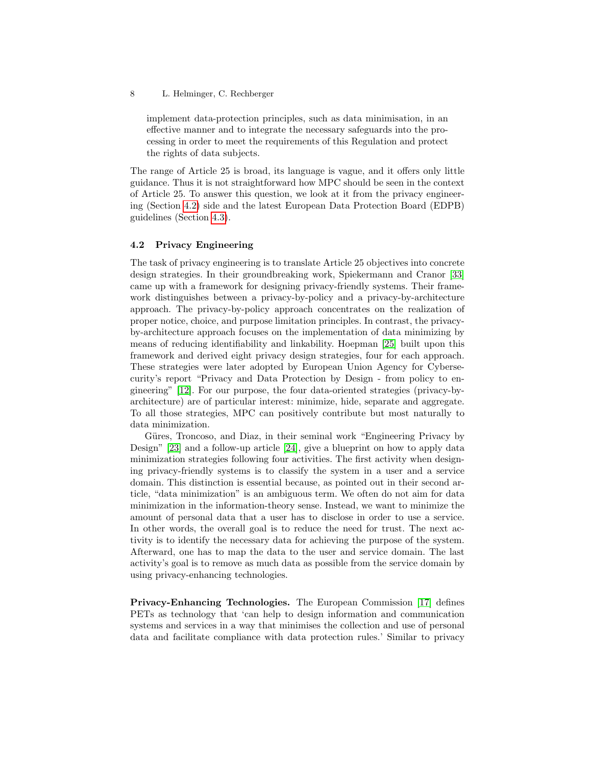implement data-protection principles, such as data minimisation, in an effective manner and to integrate the necessary safeguards into the processing in order to meet the requirements of this Regulation and protect the rights of data subjects.

The range of Article 25 is broad, its language is vague, and it offers only little guidance. Thus it is not straightforward how MPC should be seen in the context of Article 25. To answer this question, we look at it from the privacy engineering (Section 4.2) side and the latest European Data Protection Board (EDPB) guidelines (Section 4.3).

### 4.2 Privacy Engineering

The task of privacy engineering is to translate Article 25 objectives into concrete design strategies. In their groundbreaking work, Spiekermann and Cranor [33] came up with a framework for designing privacy-friendly systems. Their framework distinguishes between a privacy-by-policy and a privacy-by-architecture approach. The privacy-by-policy approach concentrates on the realization of proper notice, choice, and purpose limitation principles. In contrast, the privacy-by-architecture approach focuses on the implementation of data minimizing by means of reducing identifiability and linkability. Hoepman [25] built upon this framework and derived eight privacy design strategies, four for each approach. These strategies were later adopted by European Union Agency for Cybersecurity's report "Privacy and Data Protection by Design - from policy to engineering" [12]. For our purpose, the four data-oriented strategies (privacy-by-architecture) are of particular interest: minimize, hide, separate and aggregate. To all those strategies, MPC can positively contribute but most naturally to data minimization.

Güres, Troncoso, and Diaz, in their seminal work "Engineering Privacy by Design" [23] and a follow-up article [24], give a blueprint on how to apply data minimization strategies following four activities. The first activity when designing privacy-friendly systems is to classify the system in a user and a service domain. This distinction is essential because, as pointed out in their second article, "data minimization" is an ambiguous term. We often do not aim for data minimization in the information-theory sense. Instead, we want to minimize the amount of personal data that a user has to disclose in order to use a service. In other words, the overall goal is to reduce the need for trust. The next activity is to identify the necessary data for achieving the purpose of the system. Afterward, one has to map the data to the user and service domain. The last activity's goal is to remove as much data as possible from the service domain by using privacy-enhancing technologies.

**Privacy-Enhancing Technologies.** The European Commission [17] defines PETs as technology that 'can help to design information and communication systems and services in a way that minimises the collection and use of personal data and facilitate compliance with data protection rules.' Similar to privacy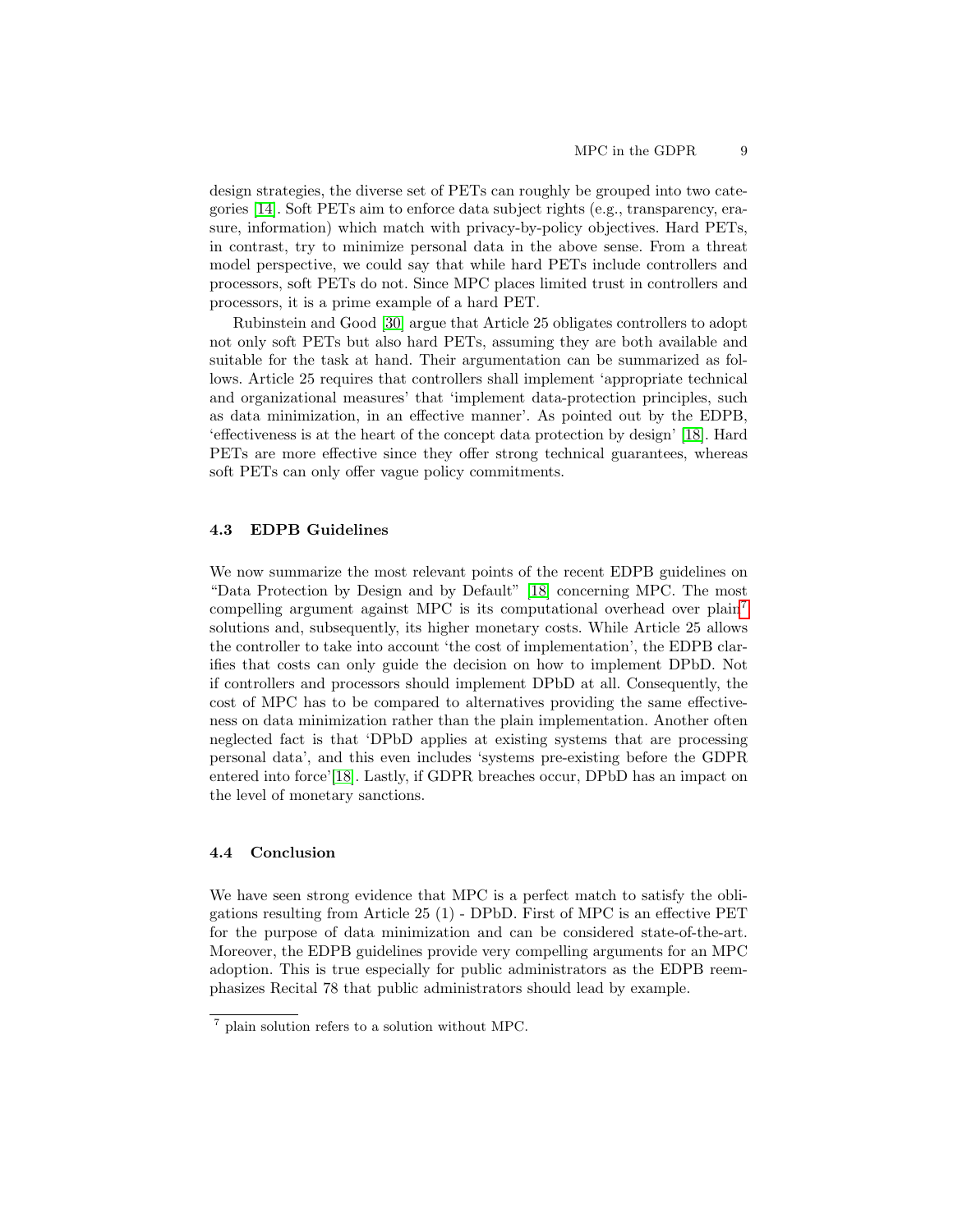design strategies, the diverse set of PETs can roughly be grouped into two categories [14]. Soft PETs aim to enforce data subject rights (e.g., transparency, erasure, information) which match with privacy-by-policy objectives. Hard PETs, in contrast, try to minimize personal data in the above sense. From a threat model perspective, we could say that while hard PETs include controllers and processors, soft PETs do not. Since MPC places limited trust in controllers and processors, it is a prime example of a hard PET.

Rubinstein and Good [30] argue that Article 25 obligates controllers to adopt not only soft PETs but also hard PETs, assuming they are both available and suitable for the task at hand. Their argumentation can be summarized as follows. Article 25 requires that controllers shall implement 'appropriate technical and organizational measures' that 'implement data-protection principles, such as data minimization, in an effective manner'. As pointed out by the EDPB, 'effectiveness is at the heart of the concept data protection by design' [18]. Hard PETs are more effective since they offer strong technical guarantees, whereas soft PETs can only offer vague policy commitments.

### 4.3 EDPB Guidelines

We now summarize the most relevant points of the recent EDPB guidelines on "Data Protection by Design and by Default" [18] concerning MPC. The most compelling argument against MPC is its computational overhead over plain[7] solutions and, subsequently, its higher monetary costs. While Article 25 allows the controller to take into account 'the cost of implementation', the EDPB clarifies that costs can only guide the decision on how to implement DPbD. Not if controllers and processors should implement DPbD at all. Consequently, the cost of MPC has to be compared to alternatives providing the same effectiveness on data minimization rather than the plain implementation. Another often neglected fact is that 'DPbD applies at existing systems that are processing personal data', and this even includes 'systems pre-existing before the GDPR entered into force'[18]. Lastly, if GDPR breaches occur, DPbD has an impact on the level of monetary sanctions.

### 4.4 Conclusion

We have seen strong evidence that MPC is a perfect match to satisfy the obligations resulting from Article 25 (1) - DPbD. First of MPC is an effective PET for the purpose of data minimization and can be considered state-of-the-art. Moreover, the EDPB guidelines provide very compelling arguments for an MPC adoption. This is true especially for public administrators as the EDPB reemphasizes Recital 78 that public administrators should lead by example.

[7] plain solution refers to a solution without MPC.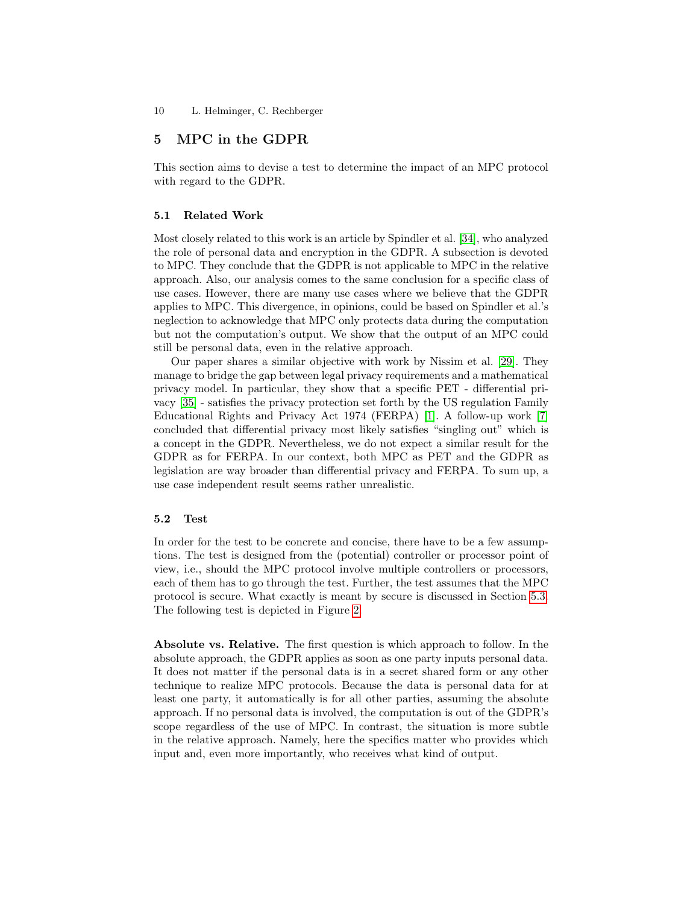## 5 MPC in the GDPR

This section aims to devise a test to determine the impact of an MPC protocol with regard to the GDPR.

### 5.1 Related Work

Most closely related to this work is an article by Spindler et al. [34], who analyzed the role of personal data and encryption in the GDPR. A subsection is devoted to MPC. They conclude that the GDPR is not applicable to MPC in the relative approach. Also, our analysis comes to the same conclusion for a specific class of use cases. However, there are many use cases where we believe that the GDPR applies to MPC. This divergence, in opinions, could be based on Spindler et al.'s neglection to acknowledge that MPC only protects data during the computation but not the computation's output. We show that the output of an MPC could still be personal data, even in the relative approach.

Our paper shares a similar objective with work by Nissim et al. [29]. They manage to bridge the gap between legal privacy requirements and a mathematical privacy model. In particular, they show that a specific PET - differential privacy [35] - satisfies the privacy protection set forth by the US regulation Family Educational Rights and Privacy Act 1974 (FERPA) [1]. A follow-up work [7] concluded that differential privacy most likely satisfies "singling out" which is a concept in the GDPR. Nevertheless, we do not expect a similar result for the GDPR as for FERPA. In our context, both MPC as PET and the GDPR as legislation are way broader than differential privacy and FERPA. To sum up, a use case independent result seems rather unrealistic.

### 5.2 Test

In order for the test to be concrete and concise, there have to be a few assumptions. The test is designed from the (potential) controller or processor point of view, i.e., should the MPC protocol involve multiple controllers or processors, each of them has to go through the test. Further, the test assumes that the MPC protocol is secure. What exactly is meant by secure is discussed in Section 5.3. The following test is depicted in Figure 2.

**Absolute vs. Relative.** The first question is which approach to follow. In the absolute approach, the GDPR applies as soon as one party inputs personal data. It does not matter if the personal data is in a secret shared form or any other technique to realize MPC protocols. Because the data is personal data for at least one party, it automatically is for all other parties, assuming the absolute approach. If no personal data is involved, the computation is out of the GDPR's scope regardless of the use of MPC. In contrast, the situation is more subtle in the relative approach. Namely, here the specifics matter who provides which input and, even more importantly, who receives what kind of output.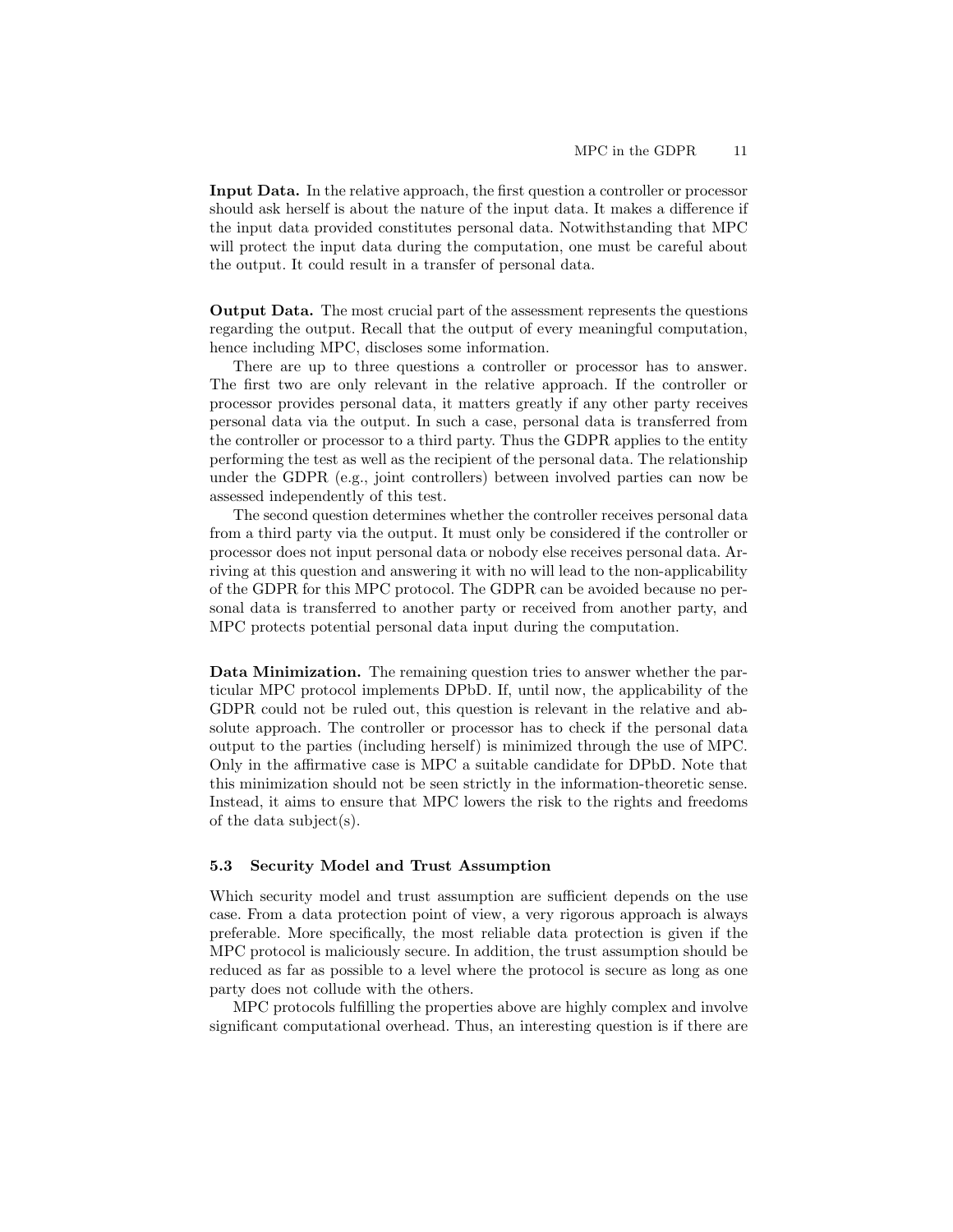**Input Data.** In the relative approach, the first question a controller or processor should ask herself is about the nature of the input data. It makes a difference if the input data provided constitutes personal data. Notwithstanding that MPC will protect the input data during the computation, one must be careful about the output. It could result in a transfer of personal data.

**Output Data.** The most crucial part of the assessment represents the questions regarding the output. Recall that the output of every meaningful computation, hence including MPC, discloses some information.

There are up to three questions a controller or processor has to answer. The first two are only relevant in the relative approach. If the controller or processor provides personal data, it matters greatly if any other party receives personal data via the output. In such a case, personal data is transferred from the controller or processor to a third party. Thus the GDPR applies to the entity performing the test as well as the recipient of the personal data. The relationship under the GDPR (e.g., joint controllers) between involved parties can now be assessed independently of this test.

The second question determines whether the controller receives personal data from a third party via the output. It must only be considered if the controller or processor does not input personal data or nobody else receives personal data. Arriving at this question and answering it with no will lead to the non-applicability of the GDPR for this MPC protocol. The GDPR can be avoided because no personal data is transferred to another party or received from another party, and MPC protects potential personal data input during the computation.

**Data Minimization.** The remaining question tries to answer whether the particular MPC protocol implements DPbD. If, until now, the applicability of the GDPR could not be ruled out, this question is relevant in the relative and absolute approach. The controller or processor has to check if the personal data output to the parties (including herself) is minimized through the use of MPC. Only in the affirmative case is MPC a suitable candidate for DPbD. Note that this minimization should not be seen strictly in the information-theoretic sense. Instead, it aims to ensure that MPC lowers the risk to the rights and freedoms of the data subject(s).

### 5.3 Security Model and Trust Assumption

Which security model and trust assumption are sufficient depends on the use case. From a data protection point of view, a very rigorous approach is always preferable. More specifically, the most reliable data protection is given if the MPC protocol is maliciously secure. In addition, the trust assumption should be reduced as far as possible to a level where the protocol is secure as long as one party does not collude with the others.

MPC protocols fulfilling the properties above are highly complex and involve significant computational overhead. Thus, an interesting question is if there are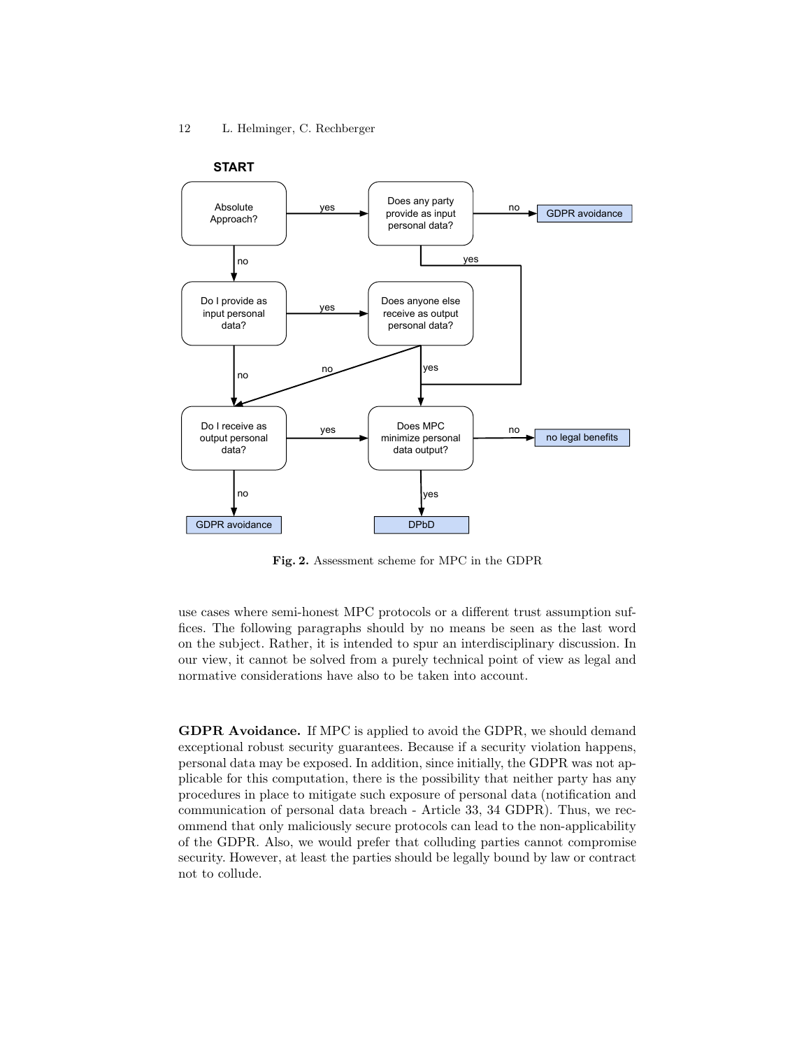Fig. 2. Assessment scheme for MPC in the GDPR

use cases where semi-honest MPC protocols or a different trust assumption suffices. The following paragraphs should by no means be seen as the last word on the subject. Rather, it is intended to spur an interdisciplinary discussion. In our view, it cannot be solved from a purely technical point of view as legal and normative considerations have also to be taken into account.

**GDPR Avoidance.** If MPC is applied to avoid the GDPR, we should demand exceptional robust security guarantees. Because if a security violation happens, personal data may be exposed. In addition, since initially, the GDPR was not applicable for this computation, there is the possibility that neither party has any procedures in place to mitigate such exposure of personal data (notification and communication of personal data breach - Article 33, 34 GDPR). Thus, we recommend that only maliciously secure protocols can lead to the non-applicability of the GDPR. Also, we would prefer that colluding parties cannot compromise security. However, at least the parties should be legally bound by law or contract not to collude.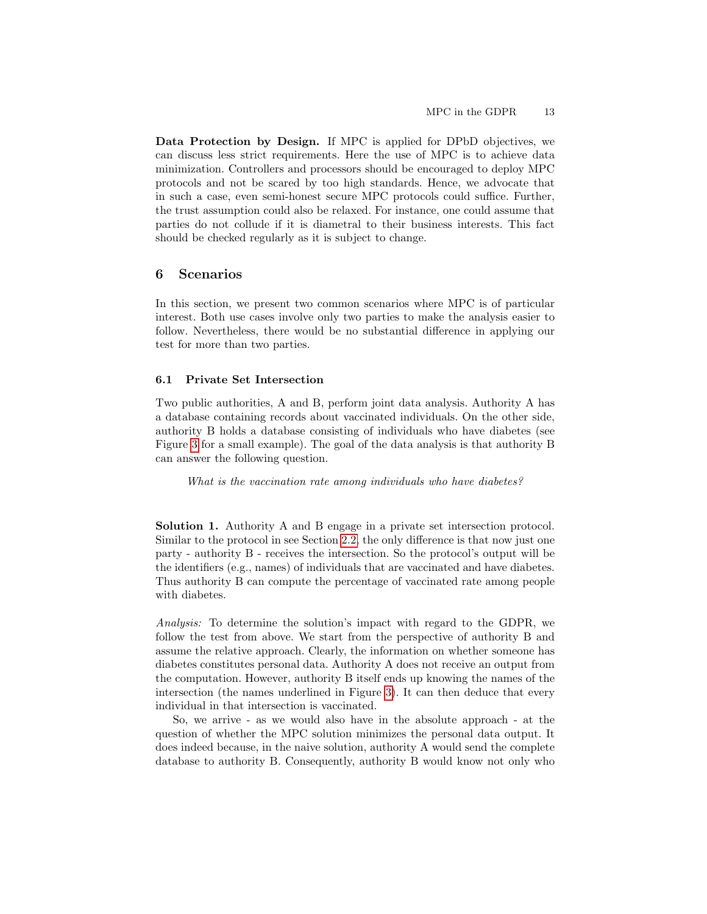**Data Protection by Design.** If MPC is applied for DPbD objectives, we can discuss less strict requirements. Here the use of MPC is to achieve data minimization. Controllers and processors should be encouraged to deploy MPC protocols and not be scared by too high standards. Hence, we advocate that in such a case, even semi-honest secure MPC protocols could suffice. Further, the trust assumption could also be relaxed. For instance, one could assume that parties do not collude if it is diametral to their business interests. This fact should be checked regularly as it is subject to change.

## 6 Scenarios

In this section, we present two common scenarios where MPC is of particular interest. Both use cases involve only two parties to make the analysis easier to follow. Nevertheless, there would be no substantial difference in applying our test for more than two parties.

### 6.1 Private Set Intersection

Two public authorities, A and B, perform joint data analysis. Authority A has a database containing records about vaccinated individuals. On the other side, authority B holds a database consisting of individuals who have diabetes (see Figure 3 for a small example). The goal of the data analysis is that authority B can answer the following question.

*What is the vaccination rate among individuals who have diabetes?*

**Solution 1.** Authority A and B engage in a private set intersection protocol. Similar to the protocol in see Section 2.2, the only difference is that now just one party - authority B - receives the intersection. So the protocol's output will be the identifiers (e.g., names) of individuals that are vaccinated and have diabetes. Thus authority B can compute the percentage of vaccinated rate among people with diabetes.

*Analysis:* To determine the solution's impact with regard to the GDPR, we follow the test from above. We start from the perspective of authority B and assume the relative approach. Clearly, the information on whether someone has diabetes constitutes personal data. Authority A does not receive an output from the computation. However, authority B itself ends up knowing the names of the intersection (the names underlined in Figure 3). It can then deduce that every individual in that intersection is vaccinated.

So, we arrive - as we would also have in the absolute approach - at the question of whether the MPC solution minimizes the personal data output. It does indeed because, in the naive solution, authority A would send the complete database to authority B. Consequently, authority B would know not only who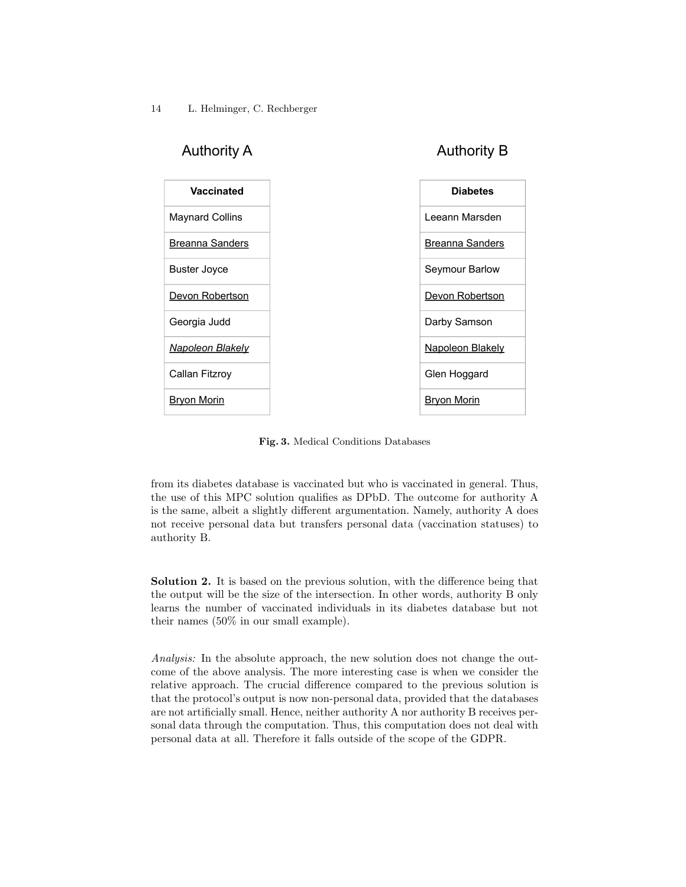**Authority A**

| Vaccinated |
| --- |
| Maynard Collins |
| <u>Breanna Sanders</u> |
| Buster Joyce |
| <u>Devon Robertson</u> |
| Georgia Judd |
| *<u>Napoleon Blakely</u>* |
| Callan Fitzroy |
| <u>Bryon Morin</u> |

**Authority B**

| Diabetes |
| --- |
| Leeann Marsden |
| <u>Breanna Sanders</u> |
| Seymour Barlow |
| <u>Devon Robertson</u> |
| Darby Samson |
| <u>Napoleon Blakely</u> |
| Glen Hoggard |
| <u>Bryon Morin</u> |

**Fig. 3.** Medical Conditions Databases

from its diabetes database is vaccinated but who is vaccinated in general. Thus, the use of this MPC solution qualifies as DPbD. The outcome for authority A is the same, albeit a slightly different argumentation. Namely, authority A does not receive personal data but transfers personal data (vaccination statuses) to authority B.

**Solution 2.** It is based on the previous solution, with the difference being that the output will be the size of the intersection. In other words, authority B only learns the number of vaccinated individuals in its diabetes database but not their names (50% in our small example).

*Analysis:* In the absolute approach, the new solution does not change the outcome of the above analysis. The more interesting case is when we consider the relative approach. The crucial difference compared to the previous solution is that the protocol's output is now non-personal data, provided that the databases are not artificially small. Hence, neither authority A nor authority B receives personal data through the computation. Thus, this computation does not deal with personal data at all. Therefore it falls outside of the scope of the GDPR.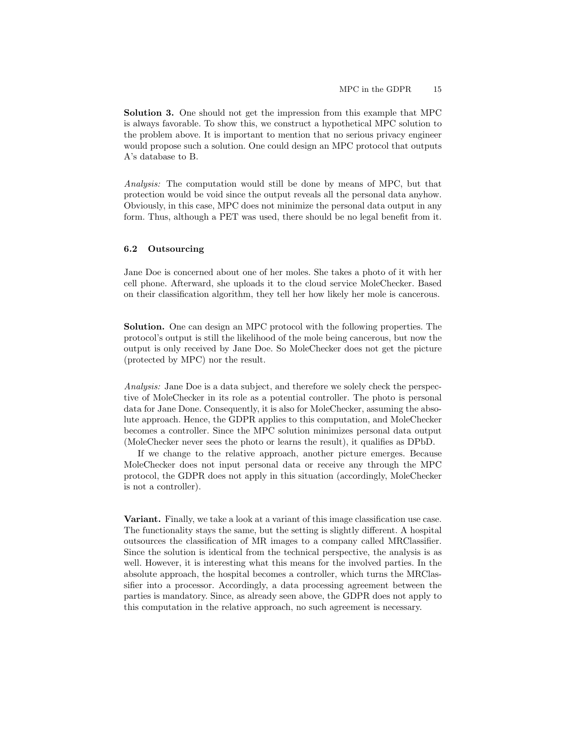**Solution 3.** One should not get the impression from this example that MPC is always favorable. To show this, we construct a hypothetical MPC solution to the problem above. It is important to mention that no serious privacy engineer would propose such a solution. One could design an MPC protocol that outputs A's database to B.

*Analysis:* The computation would still be done by means of MPC, but that protection would be void since the output reveals all the personal data anyhow. Obviously, in this case, MPC does not minimize the personal data output in any form. Thus, although a PET was used, there should be no legal benefit from it.

### 6.2 Outsourcing

Jane Doe is concerned about one of her moles. She takes a photo of it with her cell phone. Afterward, she uploads it to the cloud service MoleChecker. Based on their classification algorithm, they tell her how likely her mole is cancerous.

**Solution.** One can design an MPC protocol with the following properties. The protocol's output is still the likelihood of the mole being cancerous, but now the output is only received by Jane Doe. So MoleChecker does not get the picture (protected by MPC) nor the result.

*Analysis:* Jane Doe is a data subject, and therefore we solely check the perspective of MoleChecker in its role as a potential controller. The photo is personal data for Jane Done. Consequently, it is also for MoleChecker, assuming the absolute approach. Hence, the GDPR applies to this computation, and MoleChecker becomes a controller. Since the MPC solution minimizes personal data output (MoleChecker never sees the photo or learns the result), it qualifies as DPbD.

If we change to the relative approach, another picture emerges. Because MoleChecker does not input personal data or receive any through the MPC protocol, the GDPR does not apply in this situation (accordingly, MoleChecker is not a controller).

**Variant.** Finally, we take a look at a variant of this image classification use case. The functionality stays the same, but the setting is slightly different. A hospital outsources the classification of MR images to a company called MRClassifier. Since the solution is identical from the technical perspective, the analysis is as well. However, it is interesting what this means for the involved parties. In the absolute approach, the hospital becomes a controller, which turns the MRClassifier into a processor. Accordingly, a data processing agreement between the parties is mandatory. Since, as already seen above, the GDPR does not apply to this computation in the relative approach, no such agreement is necessary.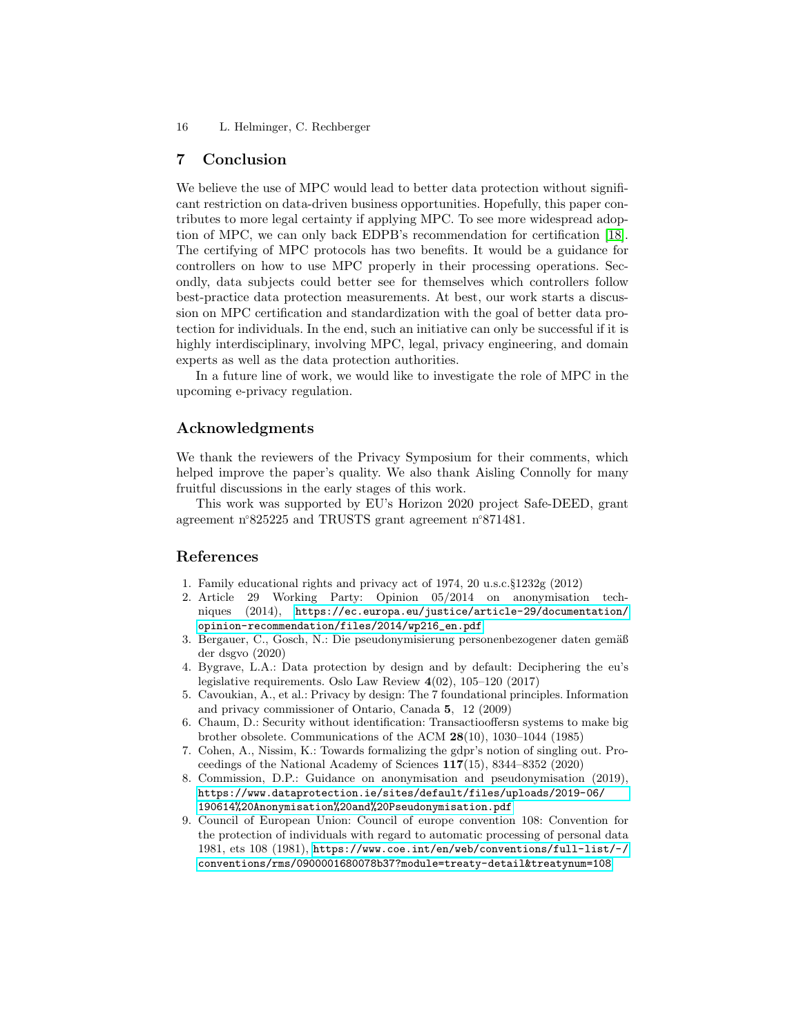## 7 Conclusion

We believe the use of MPC would lead to better data protection without significant restriction on data-driven business opportunities. Hopefully, this paper contributes to more legal certainty if applying MPC. To see more widespread adoption of MPC, we can only back EDPB's recommendation for certification [18]. The certifying of MPC protocols has two benefits. It would be a guidance for controllers on how to use MPC properly in their processing operations. Secondly, data subjects could better see for themselves which controllers follow best-practice data protection measurements. At best, our work starts a discussion on MPC certification and standardization with the goal of better data protection for individuals. In the end, such an initiative can only be successful if it is highly interdisciplinary, involving MPC, legal, privacy engineering, and domain experts as well as the data protection authorities.

In a future line of work, we would like to investigate the role of MPC in the upcoming e-privacy regulation.

## Acknowledgments

We thank the reviewers of the Privacy Symposium for their comments, which helped improve the paper's quality. We also thank Aisling Connolly for many fruitful discussions in the early stages of this work.

This work was supported by EU's Horizon 2020 project Safe-DEED, grant agreement n°825225 and TRUSTS grant agreement n°871481.

## References

1. Family educational rights and privacy act of 1974, 20 u.s.c.§1232g (2012)
2. Article 29 Working Party: Opinion 05/2014 on anonymisation techniques (2014), https://ec.europa.eu/justice/article-29/documentation/opinion-recommendation/files/2014/wp216_en.pdf
3. Bergauer, C., Gosch, N.: Die pseudonymisierung personenbezogener daten gemäß der dsgvo (2020)
4. Bygrave, L.A.: Data protection by design and by default: Deciphering the eu's legislative requirements. Oslo Law Review **4**(02), 105–120 (2017)
5. Cavoukian, A., et al.: Privacy by design: The 7 foundational principles. Information and privacy commissioner of Ontario, Canada **5**, 12 (2009)
6. Chaum, D.: Security without identification: Transactiooffersn systems to make big brother obsolete. Communications of the ACM **28**(10), 1030–1044 (1985)
7. Cohen, A., Nissim, K.: Towards formalizing the gdpr's notion of singling out. Proceedings of the National Academy of Sciences **117**(15), 8344–8352 (2020)
8. Commission, D.P.: Guidance on anonymisation and pseudonymisation (2019), https://www.dataprotection.ie/sites/default/files/uploads/2019-06/190614%20Anonymisation%20and%20Pseudonymisation.pdf
9. Council of European Union: Council of europe convention 108: Convention for the protection of individuals with regard to automatic processing of personal data 1981, ets 108 (1981), https://www.coe.int/en/web/conventions/full-list/-/conventions/rms/0900001680078b37?module=treaty-detail&treatynum=108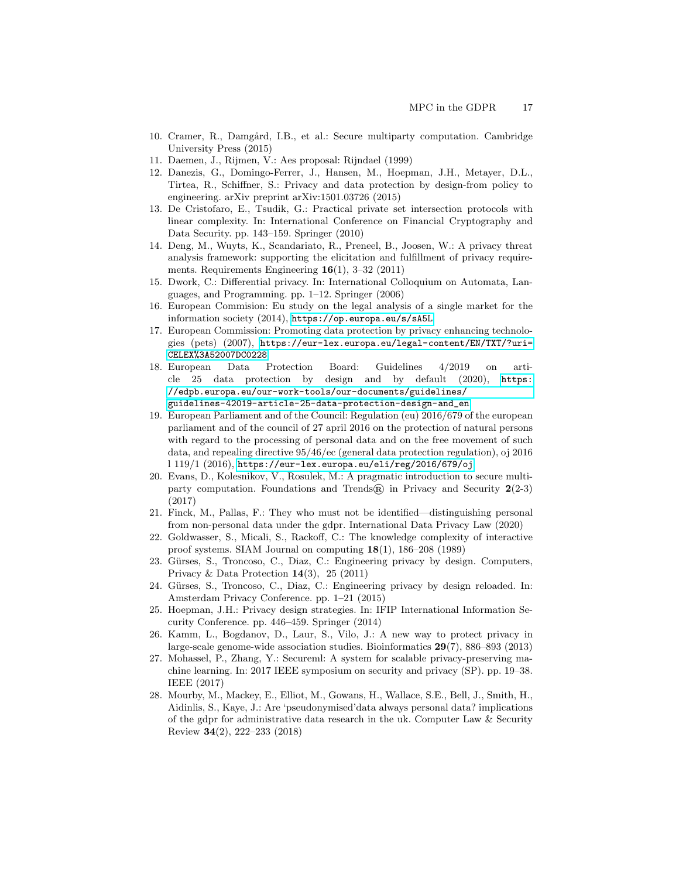10. Cramer, R., Damgård, I.B., et al.: Secure multiparty computation. Cambridge University Press (2015)
11. Daemen, J., Rijmen, V.: Aes proposal: Rijndael (1999)
12. Danezis, G., Domingo-Ferrer, J., Hansen, M., Hoepman, J.H., Metayer, D.L., Tirtea, R., Schiffner, S.: Privacy and data protection by design-from policy to engineering. arXiv preprint arXiv:1501.03726 (2015)
13. De Cristofaro, E., Tsudik, G.: Practical private set intersection protocols with linear complexity. In: International Conference on Financial Cryptography and Data Security. pp. 143–159. Springer (2010)
14. Deng, M., Wuyts, K., Scandariato, R., Preneel, B., Joosen, W.: A privacy threat analysis framework: supporting the elicitation and fulfillment of privacy requirements. Requirements Engineering **16**(1), 3–32 (2011)
15. Dwork, C.: Differential privacy. In: International Colloquium on Automata, Languages, and Programming. pp. 1–12. Springer (2006)
16. European Commision: Eu study on the legal analysis of a single market for the information society (2014), https://op.europa.eu/s/sA5L
17. European Commission: Promoting data protection by privacy enhancing technologies (pets) (2007), https://eur-lex.europa.eu/legal-content/EN/TXT/?uri=CELEX%3A52007DC0228
18. European Data Protection Board: Guidelines 4/2019 on article 25 data protection by design and by default (2020), https://edpb.europa.eu/our-work-tools/our-documents/guidelines/guidelines-42019-article-25-data-protection-design-and_en
19. European Parliament and of the Council: Regulation (eu) 2016/679 of the european parliament and of the council of 27 april 2016 on the protection of natural persons with regard to the processing of personal data and on the free movement of such data, and repealing directive 95/46/ec (general data protection regulation), oj 2016 l 119/1 (2016), https://eur-lex.europa.eu/eli/reg/2016/679/oj
20. Evans, D., Kolesnikov, V., Rosulek, M.: A pragmatic introduction to secure multi-party computation. Foundations and Trends® in Privacy and Security **2**(2-3) (2017)
21. Finck, M., Pallas, F.: They who must not be identified—distinguishing personal from non-personal data under the gdpr. International Data Privacy Law (2020)
22. Goldwasser, S., Micali, S., Rackoff, C.: The knowledge complexity of interactive proof systems. SIAM Journal on computing **18**(1), 186–208 (1989)
23. Gürses, S., Troncoso, C., Diaz, C.: Engineering privacy by design. Computers, Privacy & Data Protection **14**(3), 25 (2011)
24. Gürses, S., Troncoso, C., Diaz, C.: Engineering privacy by design reloaded. In: Amsterdam Privacy Conference. pp. 1–21 (2015)
25. Hoepman, J.H.: Privacy design strategies. In: IFIP International Information Security Conference. pp. 446–459. Springer (2014)
26. Kamm, L., Bogdanov, D., Laur, S., Vilo, J.: A new way to protect privacy in large-scale genome-wide association studies. Bioinformatics **29**(7), 886–893 (2013)
27. Mohassel, P., Zhang, Y.: Secureml: A system for scalable privacy-preserving machine learning. In: 2017 IEEE symposium on security and privacy (SP). pp. 19–38. IEEE (2017)
28. Mourby, M., Mackey, E., Elliot, M., Gowans, H., Wallace, S.E., Bell, J., Smith, H., Aidinlis, S., Kaye, J.: Are 'pseudonymised'data always personal data? implications of the gdpr for administrative data research in the uk. Computer Law & Security Review **34**(2), 222–233 (2018)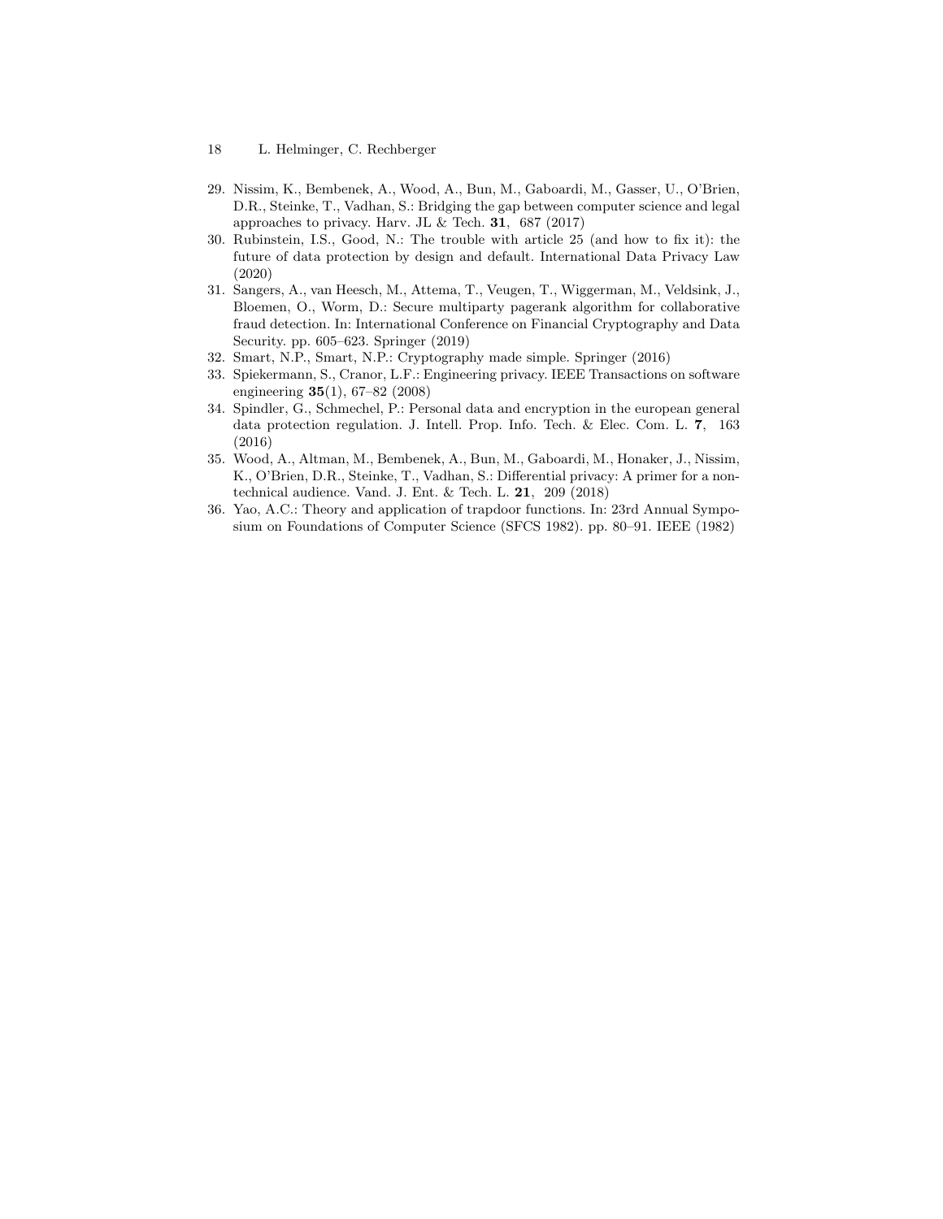29. Nissim, K., Bembenek, A., Wood, A., Bun, M., Gaboardi, M., Gasser, U., O'Brien, D.R., Steinke, T., Vadhan, S.: Bridging the gap between computer science and legal approaches to privacy. Harv. JL & Tech. **31**, 687 (2017)
30. Rubinstein, I.S., Good, N.: The trouble with article 25 (and how to fix it): the future of data protection by design and default. International Data Privacy Law (2020)
31. Sangers, A., van Heesch, M., Attema, T., Veugen, T., Wiggerman, M., Veldsink, J., Bloemen, O., Worm, D.: Secure multiparty pagerank algorithm for collaborative fraud detection. In: International Conference on Financial Cryptography and Data Security. pp. 605–623. Springer (2019)
32. Smart, N.P., Smart, N.P.: Cryptography made simple. Springer (2016)
33. Spiekermann, S., Cranor, L.F.: Engineering privacy. IEEE Transactions on software engineering **35**(1), 67–82 (2008)
34. Spindler, G., Schmechel, P.: Personal data and encryption in the european general data protection regulation. J. Intell. Prop. Info. Tech. & Elec. Com. L. **7**, 163 (2016)
35. Wood, A., Altman, M., Bembenek, A., Bun, M., Gaboardi, M., Honaker, J., Nissim, K., O'Brien, D.R., Steinke, T., Vadhan, S.: Differential privacy: A primer for a non-technical audience. Vand. J. Ent. & Tech. L. **21**, 209 (2018)
36. Yao, A.C.: Theory and application of trapdoor functions. In: 23rd Annual Symposium on Foundations of Computer Science (SFCS 1982). pp. 80–91. IEEE (1982)